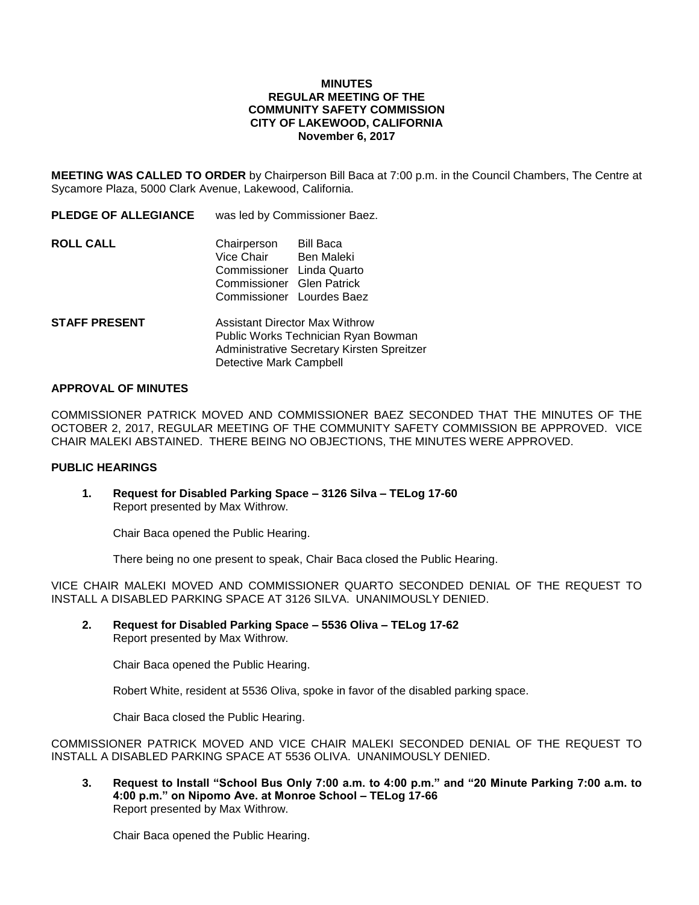**MINUTES**
**REGULAR MEETING OF THE**
**COMMUNITY SAFETY COMMISSION**
**CITY OF LAKEWOOD, CALIFORNIA**
**November 6, 2017**

**MEETING WAS CALLED TO ORDER** by Chairperson Bill Baca at 7:00 p.m. in the Council Chambers, The Centre at Sycamore Plaza, 5000 Clark Avenue, Lakewood, California.

**PLEDGE OF ALLEGIANCE** was led by Commissioner Baez.

**ROLL CALL**

Chairperson Bill Baca
Vice Chair Ben Maleki
Commissioner Linda Quarto
Commissioner Glen Patrick
Commissioner Lourdes Baez

**STAFF PRESENT**

Assistant Director Max Withrow
Public Works Technician Ryan Bowman
Administrative Secretary Kirsten Spreitzer
Detective Mark Campbell

**APPROVAL OF MINUTES**

COMMISSIONER PATRICK MOVED AND COMMISSIONER BAEZ SECONDED THAT THE MINUTES OF THE OCTOBER 2, 2017, REGULAR MEETING OF THE COMMUNITY SAFETY COMMISSION BE APPROVED. VICE CHAIR MALEKI ABSTAINED. THERE BEING NO OBJECTIONS, THE MINUTES WERE APPROVED.

**PUBLIC HEARINGS**

**1. Request for Disabled Parking Space – 3126 Silva – TELog 17-60**
Report presented by Max Withrow.

Chair Baca opened the Public Hearing.

There being no one present to speak, Chair Baca closed the Public Hearing.

VICE CHAIR MALEKI MOVED AND COMMISSIONER QUARTO SECONDED DENIAL OF THE REQUEST TO INSTALL A DISABLED PARKING SPACE AT 3126 SILVA. UNANIMOUSLY DENIED.

**2. Request for Disabled Parking Space – 5536 Oliva – TELog 17-62**
Report presented by Max Withrow.

Chair Baca opened the Public Hearing.

Robert White, resident at 5536 Oliva, spoke in favor of the disabled parking space.

Chair Baca closed the Public Hearing.

COMMISSIONER PATRICK MOVED AND VICE CHAIR MALEKI SECONDED DENIAL OF THE REQUEST TO INSTALL A DISABLED PARKING SPACE AT 5536 OLIVA. UNANIMOUSLY DENIED.

**3. Request to Install "School Bus Only 7:00 a.m. to 4:00 p.m." and "20 Minute Parking 7:00 a.m. to 4:00 p.m." on Nipomo Ave. at Monroe School – TELog 17-66**
Report presented by Max Withrow.

Chair Baca opened the Public Hearing.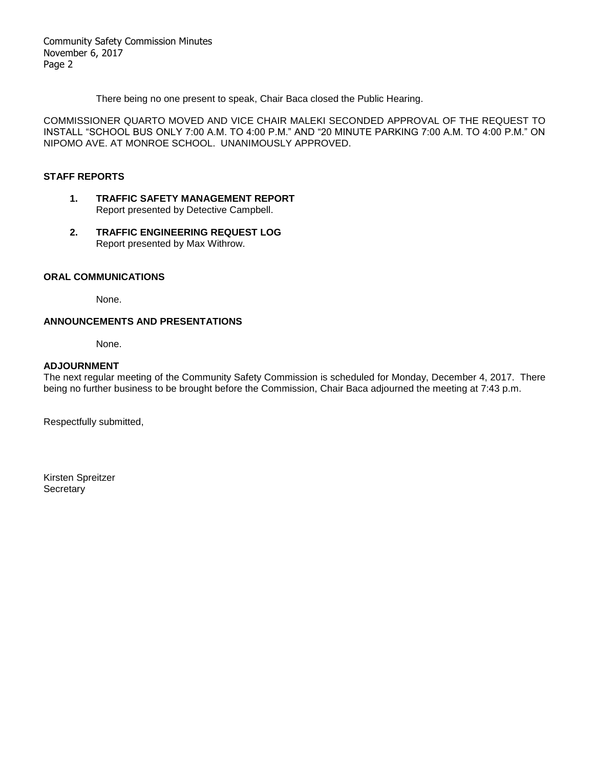There being no one present to speak, Chair Baca closed the Public Hearing.

COMMISSIONER QUARTO MOVED AND VICE CHAIR MALEKI SECONDED APPROVAL OF THE REQUEST TO INSTALL "SCHOOL BUS ONLY 7:00 A.M. TO 4:00 P.M." AND "20 MINUTE PARKING 7:00 A.M. TO 4:00 P.M." ON NIPOMO AVE. AT MONROE SCHOOL. UNANIMOUSLY APPROVED.

## STAFF REPORTS

1. **TRAFFIC SAFETY MANAGEMENT REPORT**
   Report presented by Detective Campbell.

2. **TRAFFIC ENGINEERING REQUEST LOG**
   Report presented by Max Withrow.

## ORAL COMMUNICATIONS

None.

## ANNOUNCEMENTS AND PRESENTATIONS

None.

## ADJOURNMENT

The next regular meeting of the Community Safety Commission is scheduled for Monday, December 4, 2017. There being no further business to be brought before the Commission, Chair Baca adjourned the meeting at 7:43 p.m.

Respectfully submitted,

Kirsten Spreitzer
Secretary